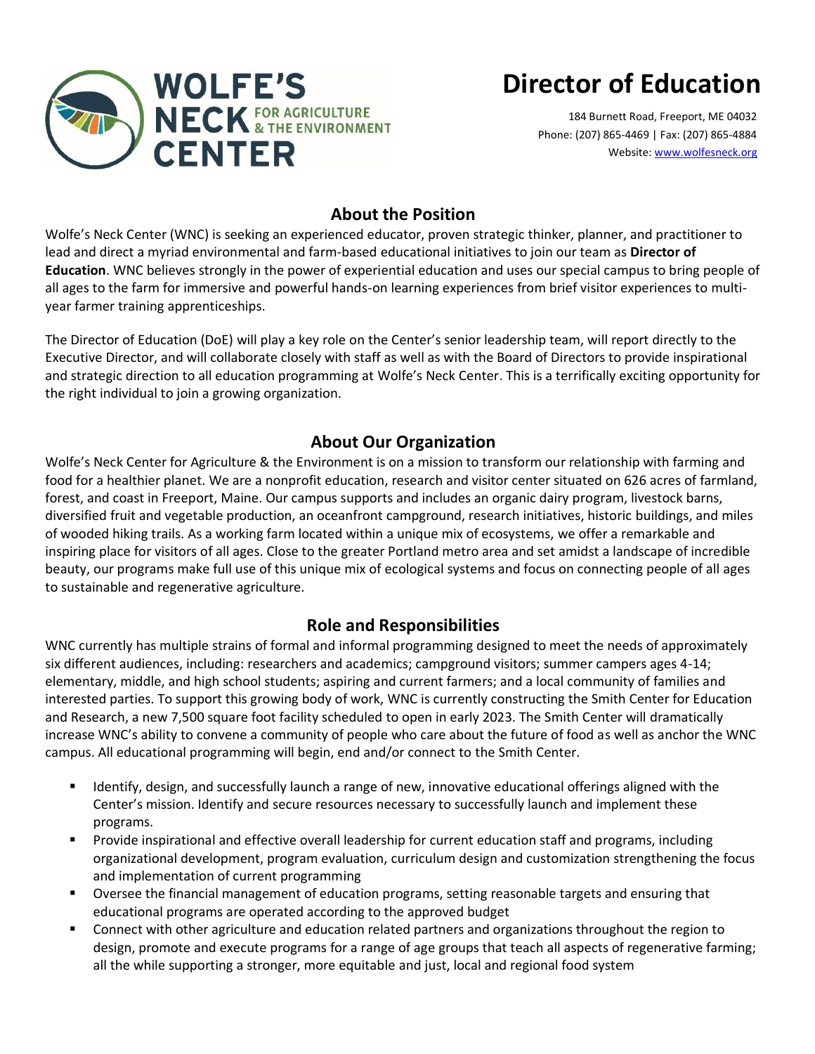WOLFE'S NECK CENTER FOR AGRICULTURE & THE ENVIRONMENT

# Director of Education

184 Burnett Road, Freeport, ME 04032
Phone: (207) 865-4469 | Fax: (207) 865-4884
Website: www.wolfesneck.org

## About the Position

Wolfe's Neck Center (WNC) is seeking an experienced educator, proven strategic thinker, planner, and practitioner to lead and direct a myriad environmental and farm-based educational initiatives to join our team as **Director of Education**. WNC believes strongly in the power of experiential education and uses our special campus to bring people of all ages to the farm for immersive and powerful hands-on learning experiences from brief visitor experiences to multi-year farmer training apprenticeships.

The Director of Education (DoE) will play a key role on the Center's senior leadership team, will report directly to the Executive Director, and will collaborate closely with staff as well as with the Board of Directors to provide inspirational and strategic direction to all education programming at Wolfe's Neck Center. This is a terrifically exciting opportunity for the right individual to join a growing organization.

## About Our Organization

Wolfe's Neck Center for Agriculture & the Environment is on a mission to transform our relationship with farming and food for a healthier planet. We are a nonprofit education, research and visitor center situated on 626 acres of farmland, forest, and coast in Freeport, Maine. Our campus supports and includes an organic dairy program, livestock barns, diversified fruit and vegetable production, an oceanfront campground, research initiatives, historic buildings, and miles of wooded hiking trails. As a working farm located within a unique mix of ecosystems, we offer a remarkable and inspiring place for visitors of all ages. Close to the greater Portland metro area and set amidst a landscape of incredible beauty, our programs make full use of this unique mix of ecological systems and focus on connecting people of all ages to sustainable and regenerative agriculture.

## Role and Responsibilities

WNC currently has multiple strains of formal and informal programming designed to meet the needs of approximately six different audiences, including: researchers and academics; campground visitors; summer campers ages 4-14; elementary, middle, and high school students; aspiring and current farmers; and a local community of families and interested parties. To support this growing body of work, WNC is currently constructing the Smith Center for Education and Research, a new 7,500 square foot facility scheduled to open in early 2023. The Smith Center will dramatically increase WNC's ability to convene a community of people who care about the future of food as well as anchor the WNC campus. All educational programming will begin, end and/or connect to the Smith Center.

- Identify, design, and successfully launch a range of new, innovative educational offerings aligned with the Center's mission. Identify and secure resources necessary to successfully launch and implement these programs.
- Provide inspirational and effective overall leadership for current education staff and programs, including organizational development, program evaluation, curriculum design and customization strengthening the focus and implementation of current programming
- Oversee the financial management of education programs, setting reasonable targets and ensuring that educational programs are operated according to the approved budget
- Connect with other agriculture and education related partners and organizations throughout the region to design, promote and execute programs for a range of age groups that teach all aspects of regenerative farming; all the while supporting a stronger, more equitable and just, local and regional food system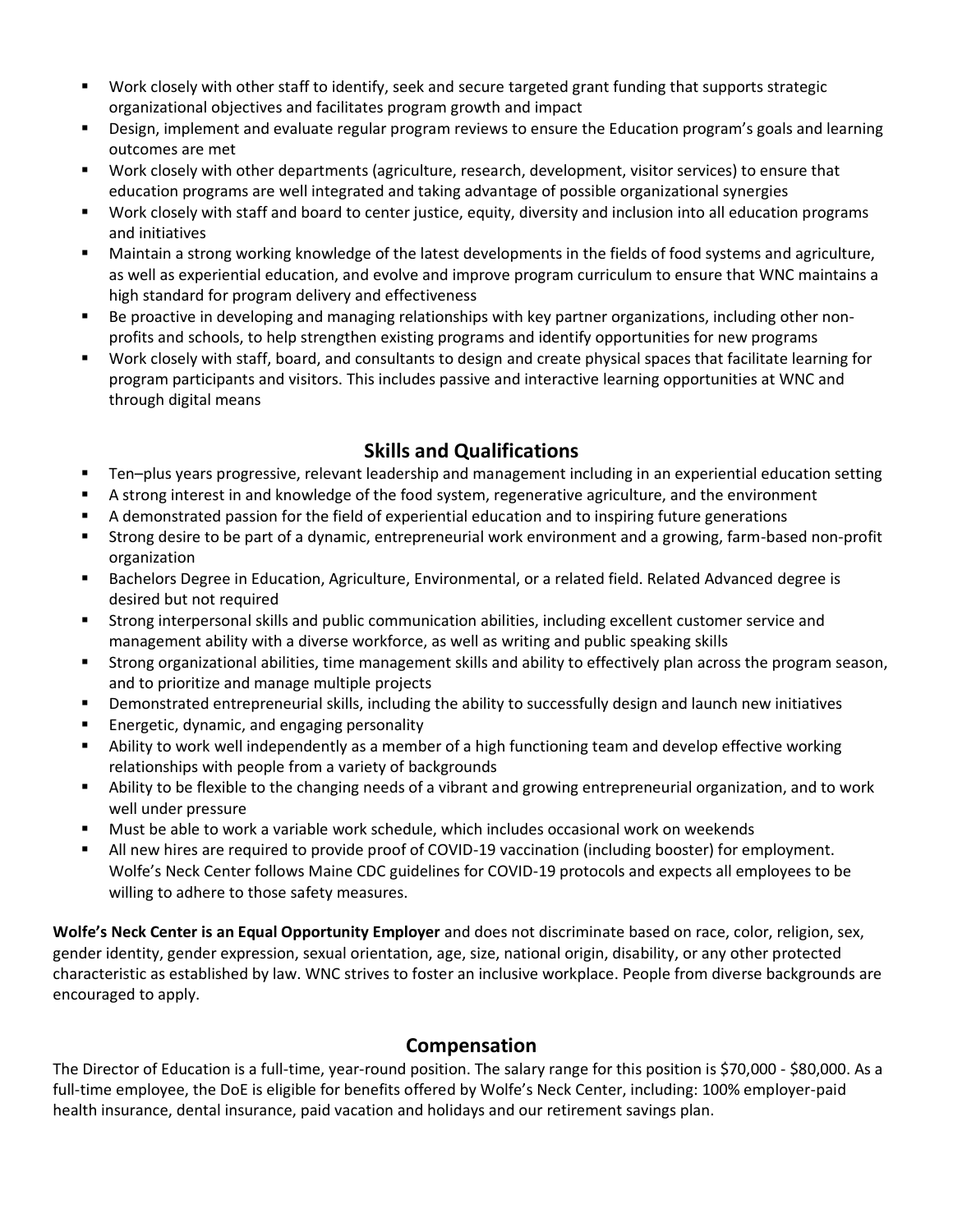- Work closely with other staff to identify, seek and secure targeted grant funding that supports strategic organizational objectives and facilitates program growth and impact
- Design, implement and evaluate regular program reviews to ensure the Education program's goals and learning outcomes are met
- Work closely with other departments (agriculture, research, development, visitor services) to ensure that education programs are well integrated and taking advantage of possible organizational synergies
- Work closely with staff and board to center justice, equity, diversity and inclusion into all education programs and initiatives
- Maintain a strong working knowledge of the latest developments in the fields of food systems and agriculture, as well as experiential education, and evolve and improve program curriculum to ensure that WNC maintains a high standard for program delivery and effectiveness
- Be proactive in developing and managing relationships with key partner organizations, including other non-profits and schools, to help strengthen existing programs and identify opportunities for new programs
- Work closely with staff, board, and consultants to design and create physical spaces that facilitate learning for program participants and visitors. This includes passive and interactive learning opportunities at WNC and through digital means

## Skills and Qualifications

- Ten–plus years progressive, relevant leadership and management including in an experiential education setting
- A strong interest in and knowledge of the food system, regenerative agriculture, and the environment
- A demonstrated passion for the field of experiential education and to inspiring future generations
- Strong desire to be part of a dynamic, entrepreneurial work environment and a growing, farm-based non-profit organization
- Bachelors Degree in Education, Agriculture, Environmental, or a related field. Related Advanced degree is desired but not required
- Strong interpersonal skills and public communication abilities, including excellent customer service and management ability with a diverse workforce, as well as writing and public speaking skills
- Strong organizational abilities, time management skills and ability to effectively plan across the program season, and to prioritize and manage multiple projects
- Demonstrated entrepreneurial skills, including the ability to successfully design and launch new initiatives
- Energetic, dynamic, and engaging personality
- Ability to work well independently as a member of a high functioning team and develop effective working relationships with people from a variety of backgrounds
- Ability to be flexible to the changing needs of a vibrant and growing entrepreneurial organization, and to work well under pressure
- Must be able to work a variable work schedule, which includes occasional work on weekends
- All new hires are required to provide proof of COVID-19 vaccination (including booster) for employment. Wolfe's Neck Center follows Maine CDC guidelines for COVID-19 protocols and expects all employees to be willing to adhere to those safety measures.

**Wolfe's Neck Center is an Equal Opportunity Employer** and does not discriminate based on race, color, religion, sex, gender identity, gender expression, sexual orientation, age, size, national origin, disability, or any other protected characteristic as established by law. WNC strives to foster an inclusive workplace. People from diverse backgrounds are encouraged to apply.

## Compensation

The Director of Education is a full-time, year-round position. The salary range for this position is $70,000 - $80,000. As a full-time employee, the DoE is eligible for benefits offered by Wolfe's Neck Center, including: 100% employer-paid health insurance, dental insurance, paid vacation and holidays and our retirement savings plan.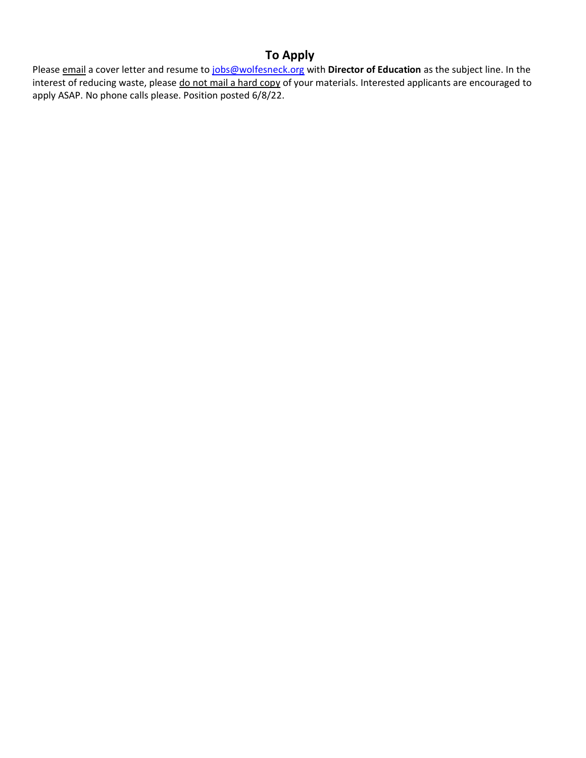## To Apply

Please email a cover letter and resume to jobs@wolfesneck.org with **Director of Education** as the subject line. In the interest of reducing waste, please do not mail a hard copy of your materials. Interested applicants are encouraged to apply ASAP. No phone calls please. Position posted 6/8/22.